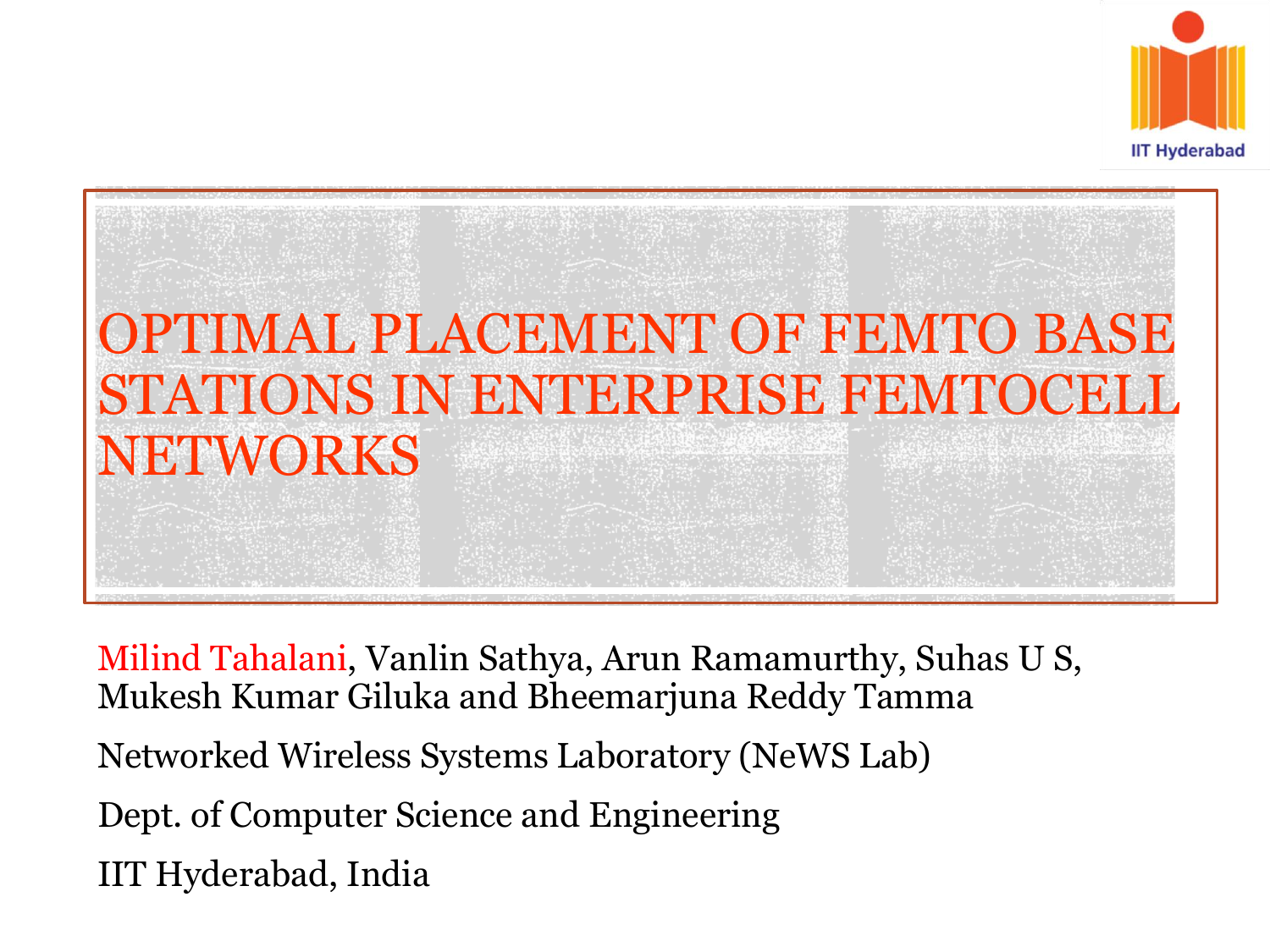# OPTIMAL PLACEMENT OF FEMTO BASE STATIONS IN ENTERPRISE FEMTOCELL NETWORKS

Milind Tahalani, Vanlin Sathya, Arun Ramamurthy, Suhas U S, Mukesh Kumar Giluka and Bheemarjuna Reddy Tamma

Networked Wireless Systems Laboratory (NeWS Lab)

Dept. of Computer Science and Engineering

IIT Hyderabad, India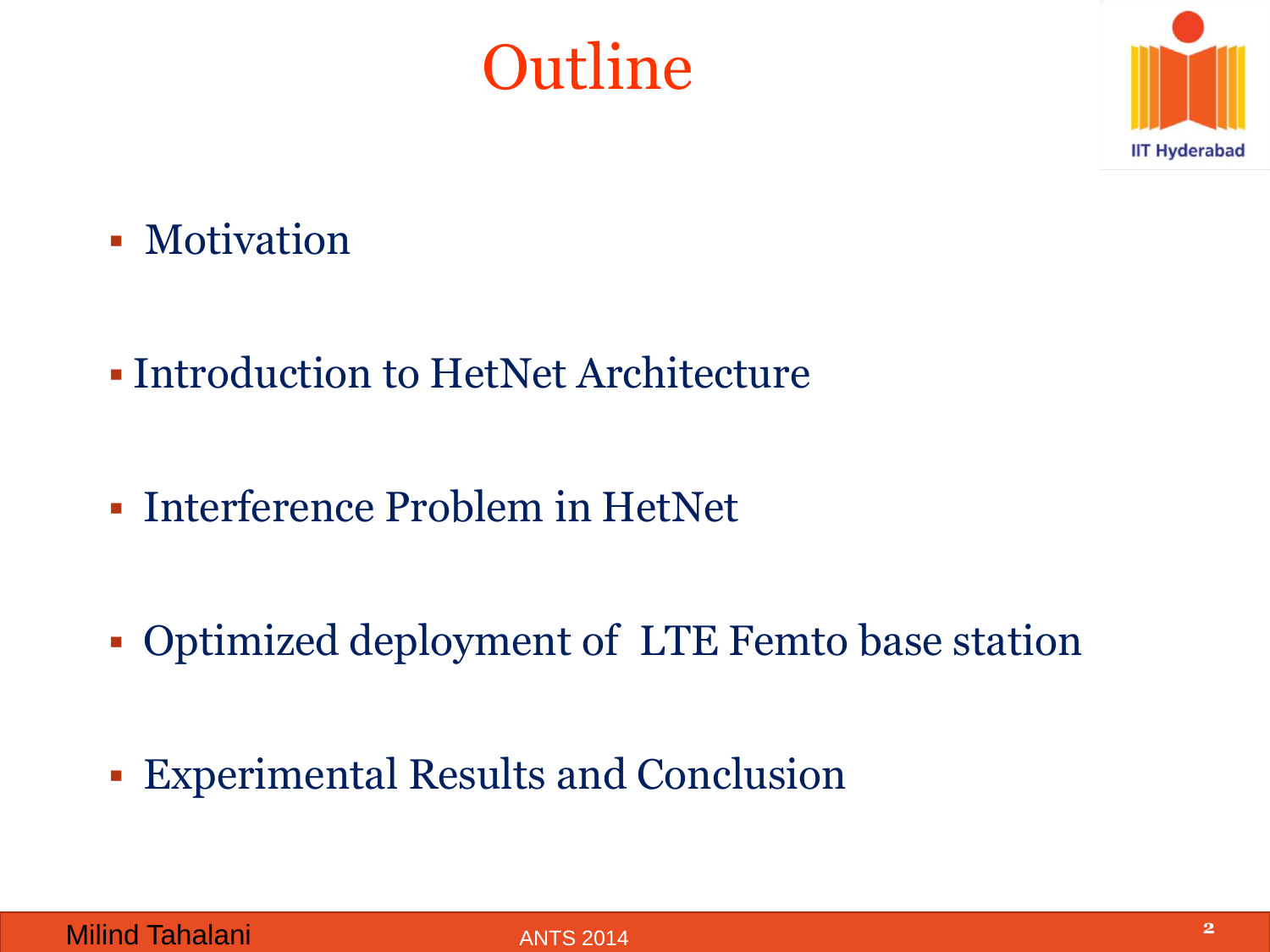# Outline

- Motivation
- Introduction to HetNet Architecture
- Interference Problem in HetNet
- Optimized deployment of LTE Femto base station
- Experimental Results and Conclusion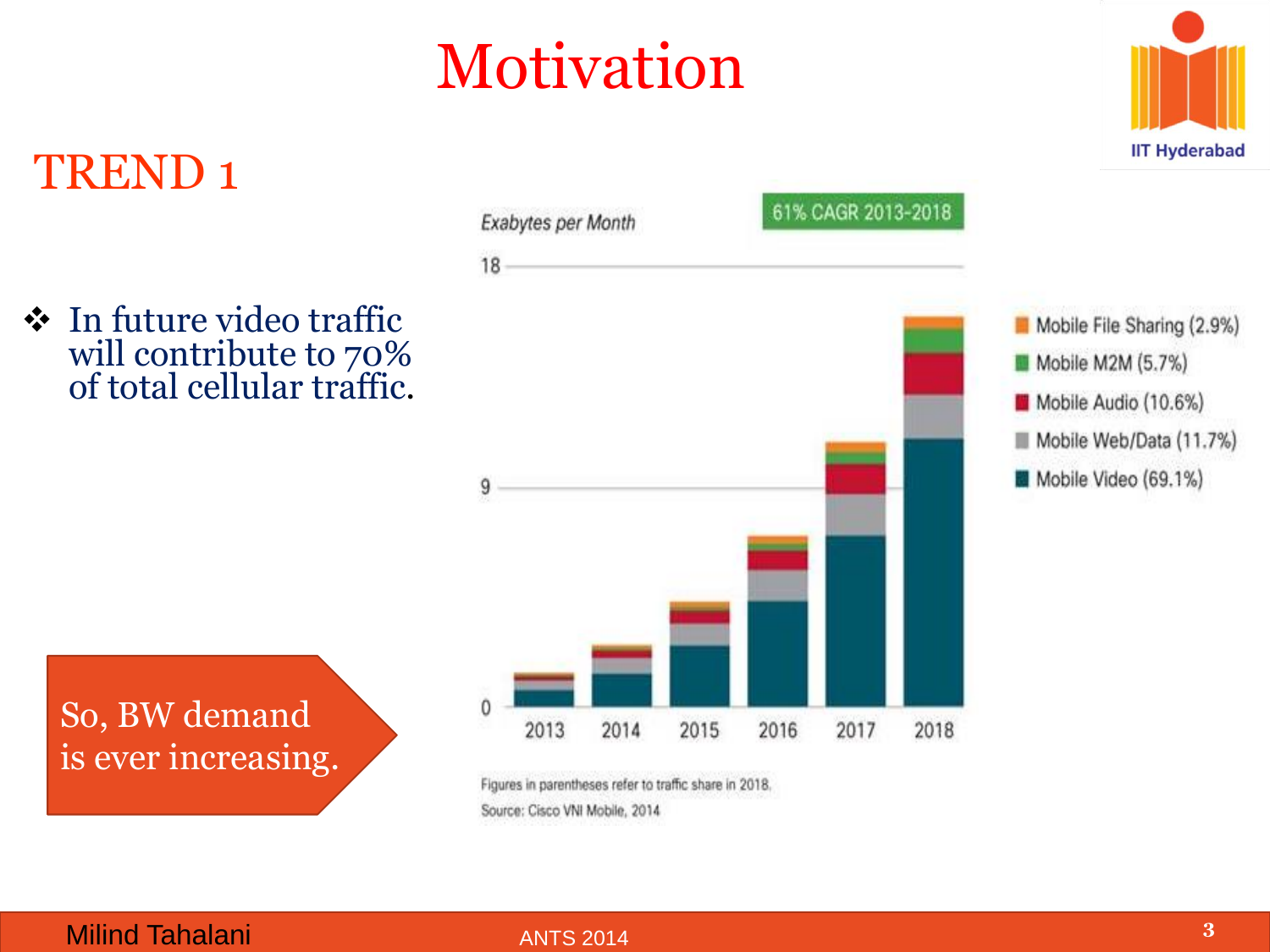# Motivation

## TREND 1

- In future video traffic will contribute to 70% of total cellular traffic.

So, BW demand is ever increasing.

Exabytes per Month

61% CAGR 2013-2018

- Mobile File Sharing (2.9%)
- Mobile M2M (5.7%)
- Mobile Audio (10.6%)
- Mobile Web/Data (11.7%)
- Mobile Video (69.1%)

Figures in parentheses refer to traffic share in 2018.

Source: Cisco VNI Mobile, 2014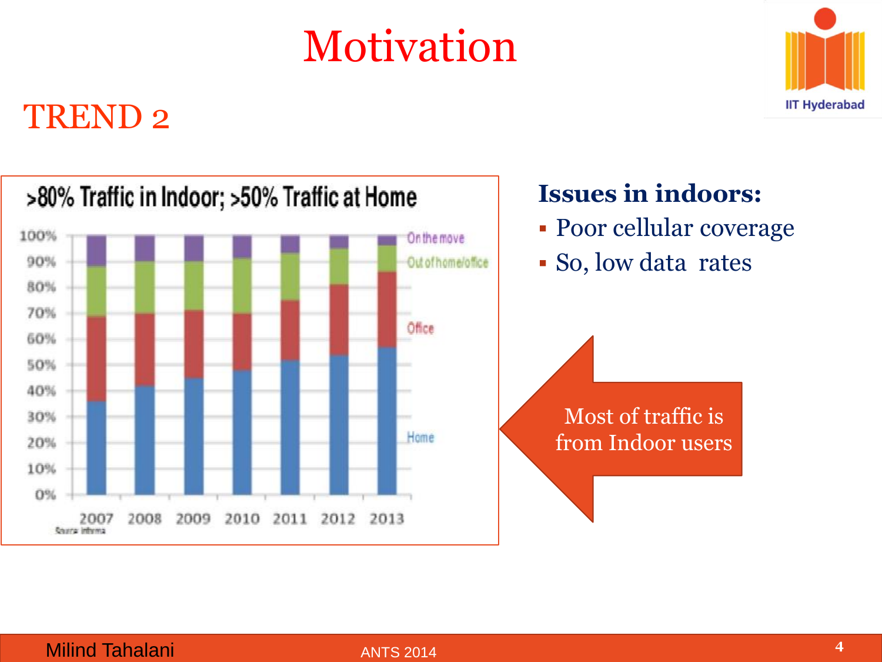# Motivation

## TREND 2

>80% Traffic in Indoor; >50% Traffic at Home

| | 2007 | 2008 | 2009 | 2010 | 2011 | 2012 | 2013 |
|---|---|---|---|---|---|---|---|
| On the move | | | | | | | |
| Out of home/office | | | | | | | |
| Office | | | | | | | |
| Home | | | | | | | |

Source: Informa

**Issues in indoors:**

- Poor cellular coverage
- So, low data rates

Most of traffic is from Indoor users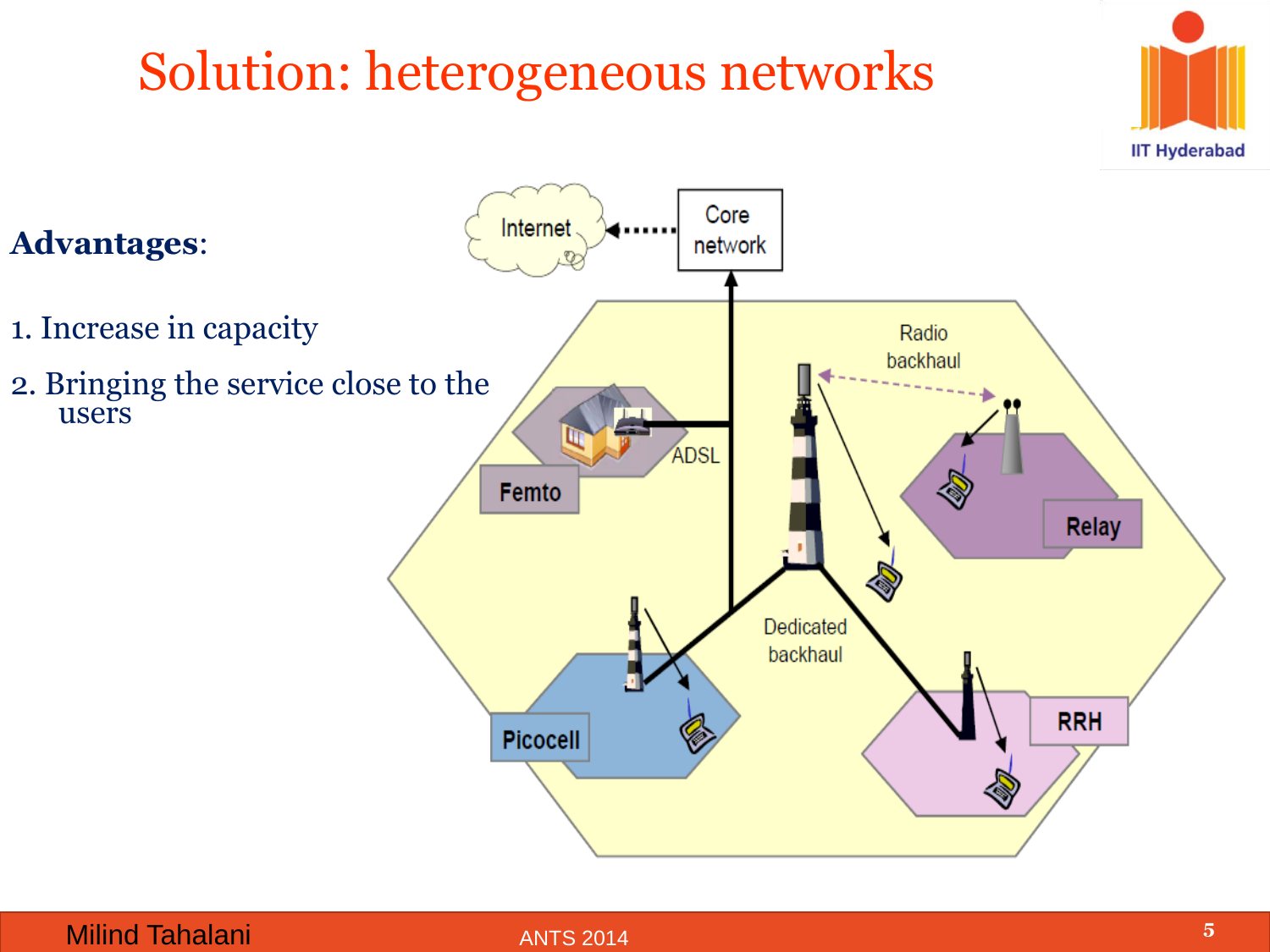# Solution: heterogeneous networks

**Advantages**:

1. Increase in capacity
2. Bringing the service close to the users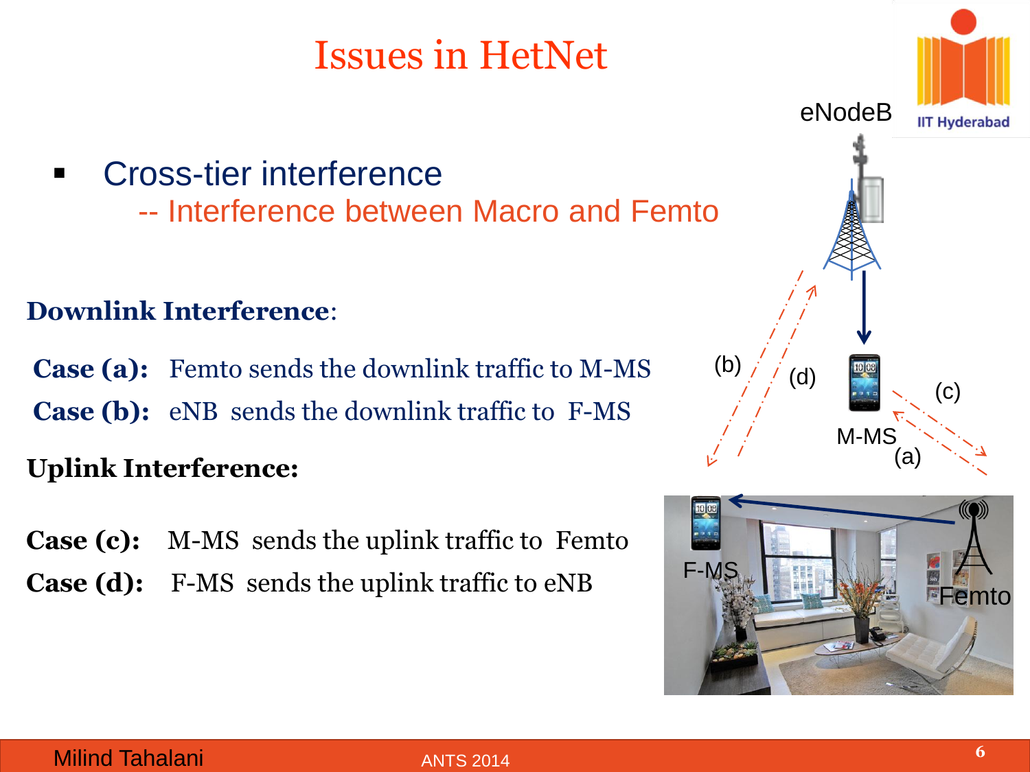# Issues in HetNet

- Cross-tier interference
  - -- Interference between Macro and Femto

**Downlink Interference**:

**Case (a):** Femto sends the downlink traffic to M-MS

**Case (b):** eNB sends the downlink traffic to F-MS

**Uplink Interference:**

**Case (c):** M-MS sends the uplink traffic to Femto

**Case (d):** F-MS sends the uplink traffic to eNB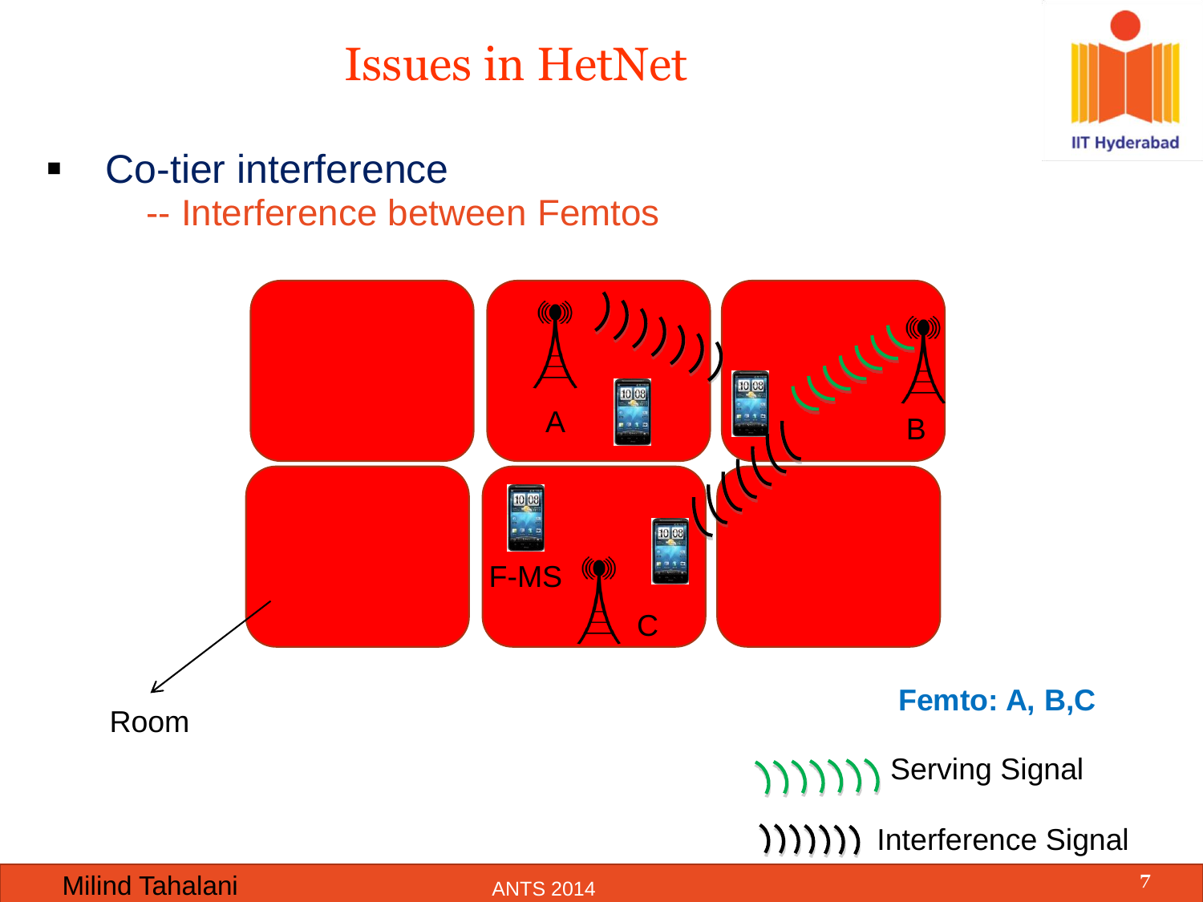# Issues in HetNet

- Co-tier interference
  - -- Interference between Femtos

A

B

F-MS

C

Room

**Femto: A, B,C**

Serving Signal

Interference Signal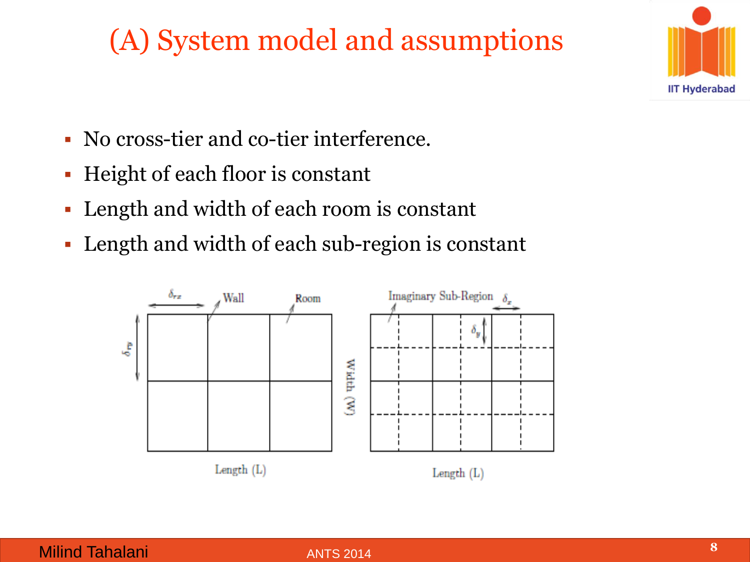# (A) System model and assumptions

- No cross-tier and co-tier interference.
- Height of each floor is constant
- Length and width of each room is constant
- Length and width of each sub-region is constant

$\delta_{rx}$ Wall Room $\delta_{ry}$ Length (L)

Imaginary Sub-Region $\delta_x$ $\delta_y$ Width (W) Length (L)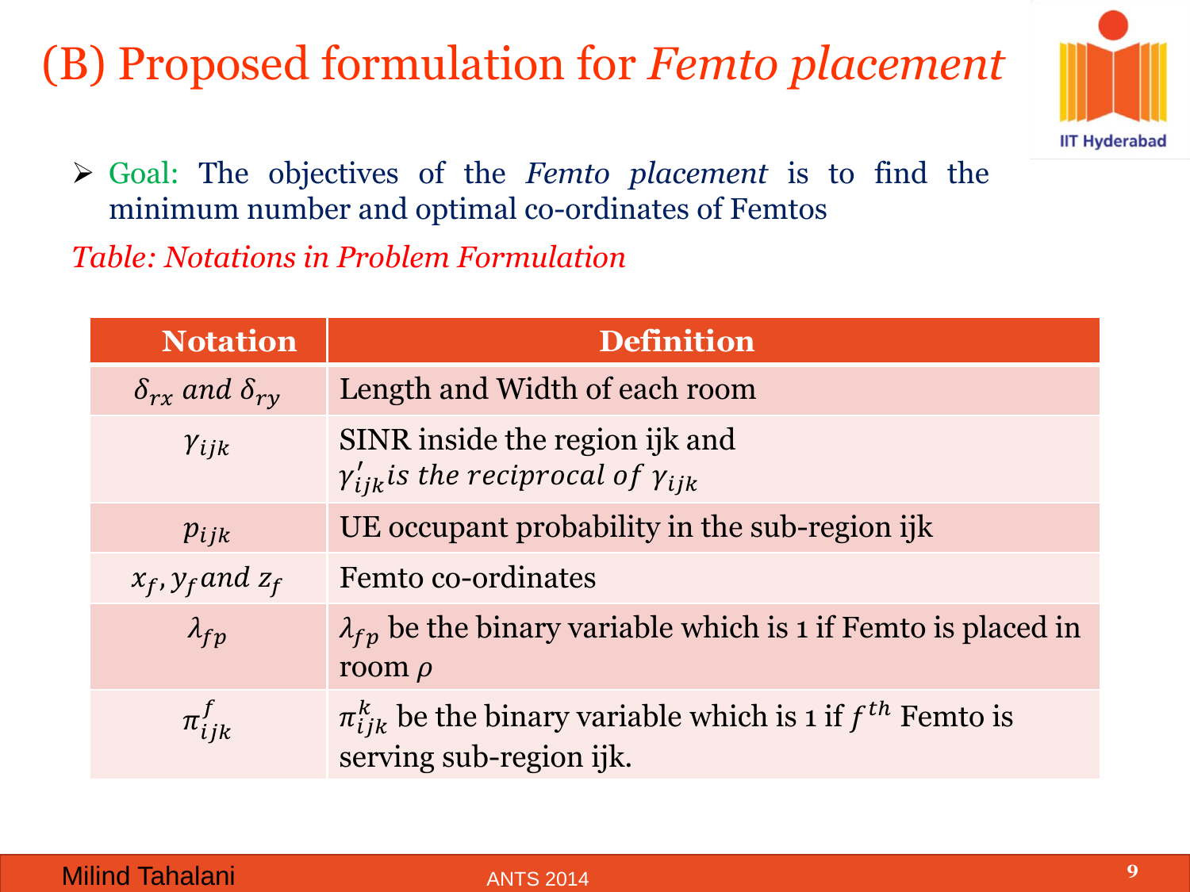# (B) Proposed formulation for *Femto placement*

- Goal: The objectives of the *Femto placement* is to find the minimum number and optimal co-ordinates of Femtos

*Table: Notations in Problem Formulation*

| Notation | Definition |
|---|---|
| $\delta_{rx}$ *and* $\delta_{ry}$ | Length and Width of each room |
| $\gamma_{ijk}$ | SINR inside the region ijk and $\gamma'_{ijk}$ *is the reciprocal of* $\gamma_{ijk}$ |
| $p_{ijk}$ | UE occupant probability in the sub-region ijk |
| $x_f, y_f$ *and* $z_f$ | Femto co-ordinates |
| $\lambda_{fp}$ | $\lambda_{fp}$ be the binary variable which is 1 if Femto is placed in room $\rho$ |
| $\pi^{f}_{ijk}$ | $\pi^{k}_{ijk}$ be the binary variable which is 1 if $f^{th}$ Femto is serving sub-region ijk. |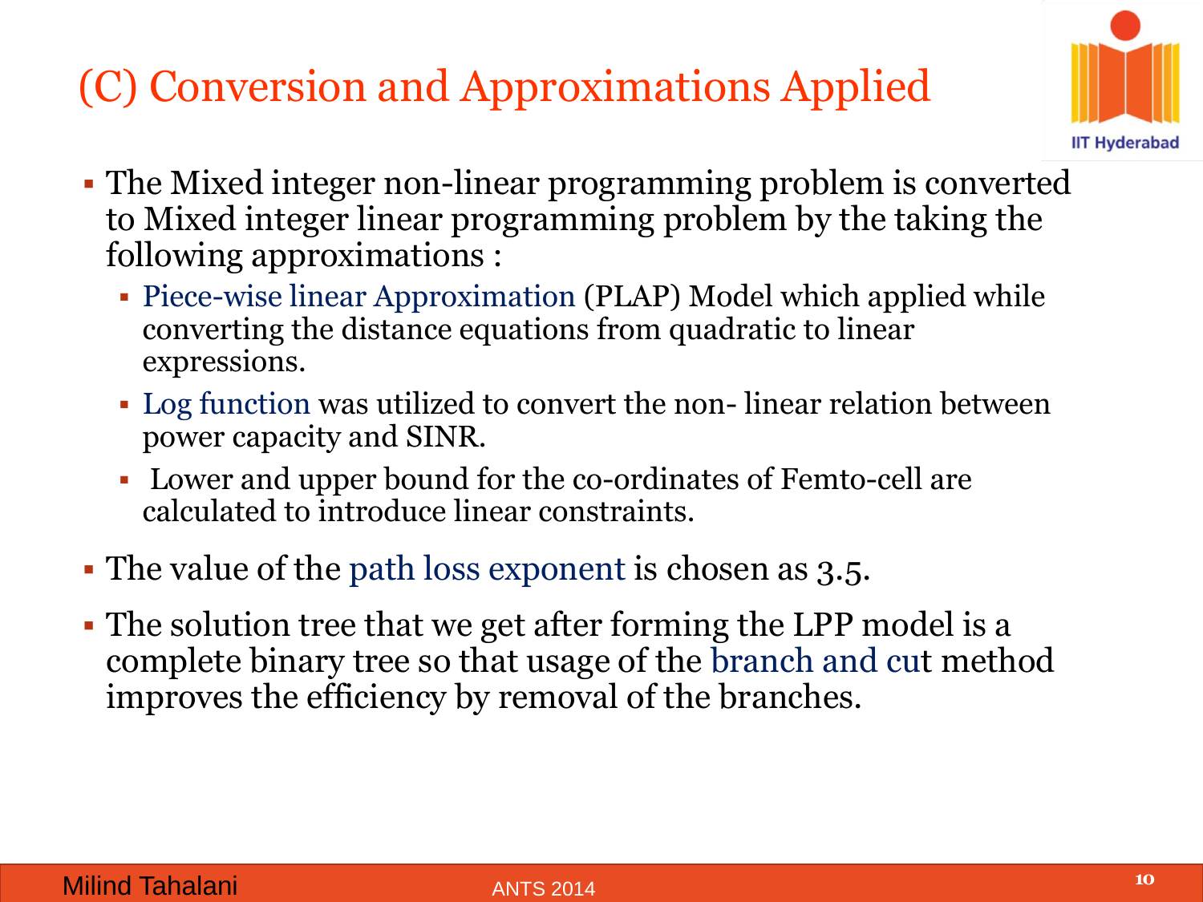# (C) Conversion and Approximations Applied

- The Mixed integer non-linear programming problem is converted to Mixed integer linear programming problem by the taking the following approximations :
  - Piece-wise linear Approximation (PLAP) Model which applied while converting the distance equations from quadratic to linear expressions.
  - Log function was utilized to convert the non- linear relation between power capacity and SINR.
  - Lower and upper bound for the co-ordinates of Femto-cell are calculated to introduce linear constraints.
- The value of the path loss exponent is chosen as 3.5.
- The solution tree that we get after forming the LPP model is a complete binary tree so that usage of the branch and cut method improves the efficiency by removal of the branches.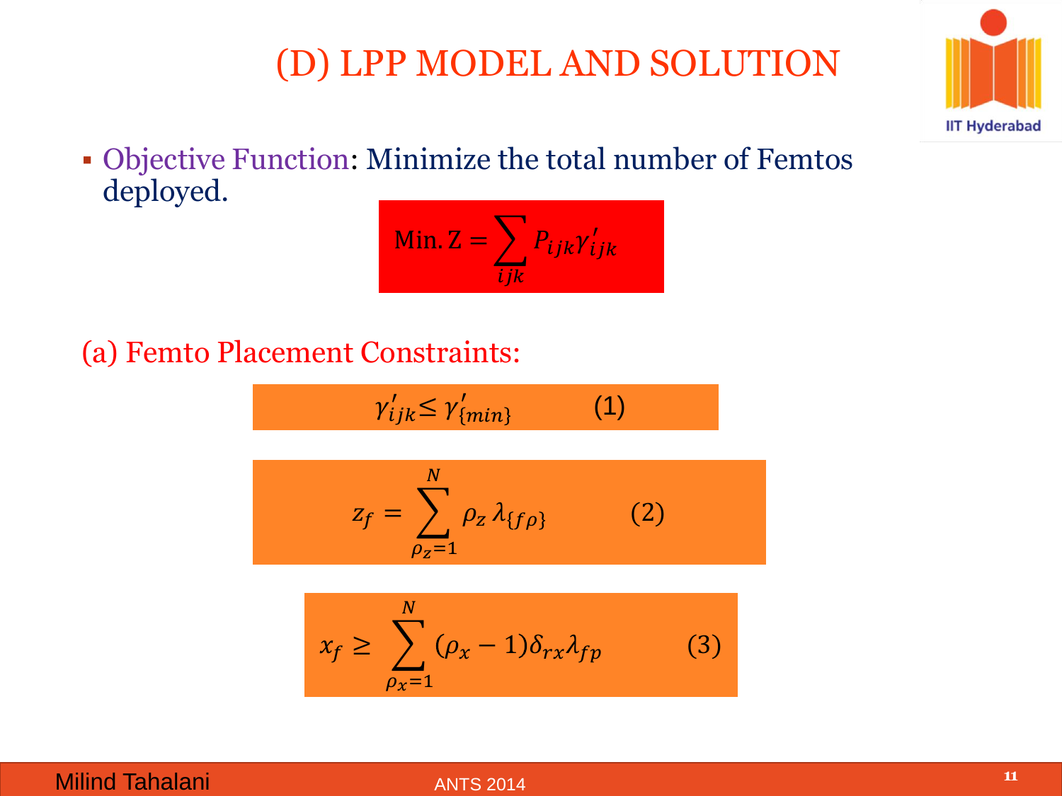# (D) LPP MODEL AND SOLUTION

- Objective Function: Minimize the total number of Femtos deployed.

$$\text{Min. Z} = \sum_{ijk} P_{ijk}\gamma'_{ijk}$$

(a) Femto Placement Constraints:

$$\gamma'_{ijk} \leq \gamma'_{\{min\}} \qquad (1)$$

$$z_f = \sum_{\rho_z=1}^{N} \rho_z \, \lambda_{\{f\rho\}} \qquad (2)$$

$$x_f \geq \sum_{\rho_x=1}^{N} (\rho_x - 1)\delta_{rx}\lambda_{fp} \qquad (3)$$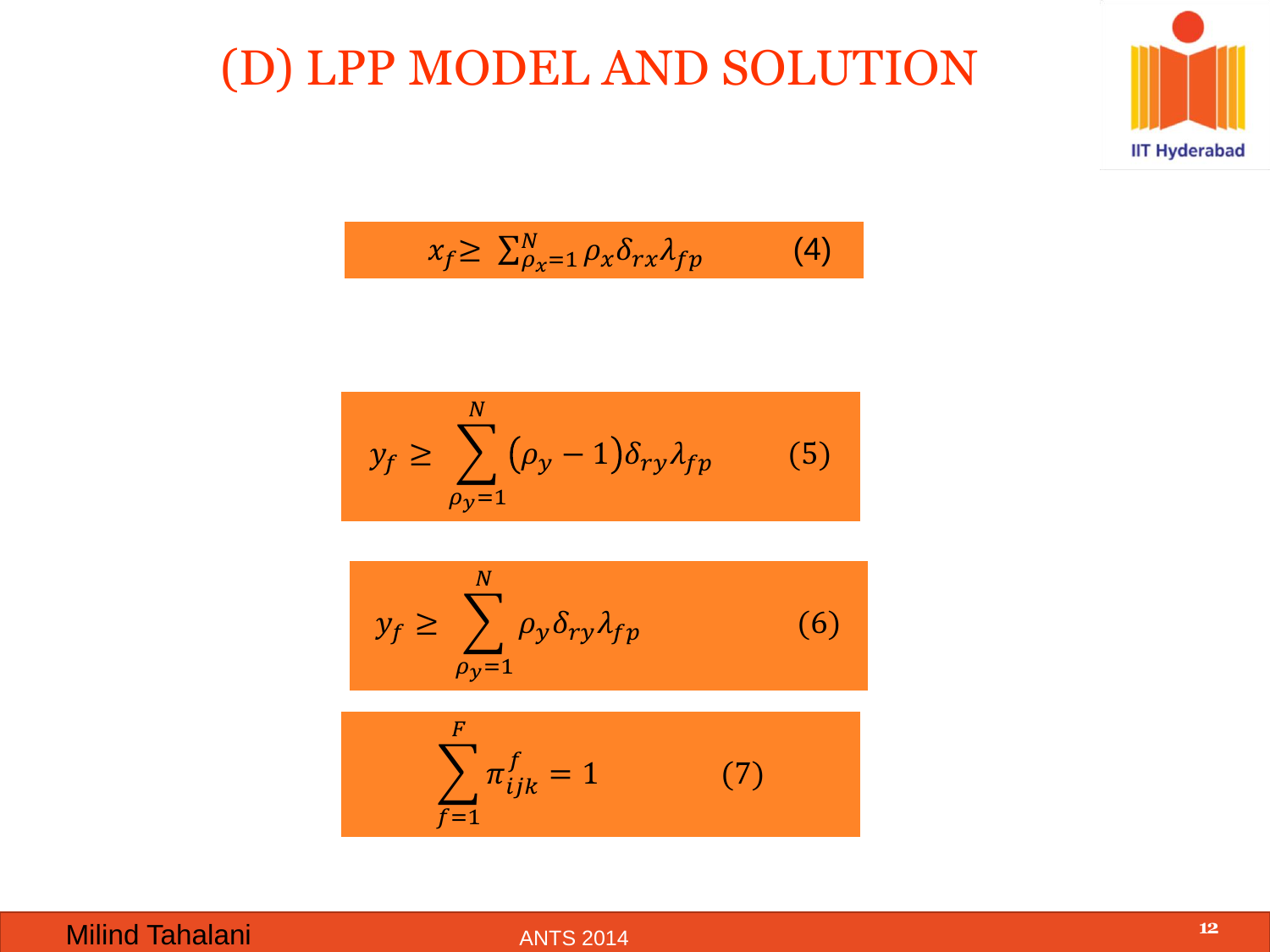# (D) LPP MODEL AND SOLUTION

$$x_f \geq \sum_{\rho_x=1}^{N} \rho_x \delta_{rx} \lambda_{fp} \qquad (4)$$

$$y_f \geq \sum_{\rho_y=1}^{N} (\rho_y - 1) \delta_{ry} \lambda_{fp} \qquad (5)$$

$$y_f \geq \sum_{\rho_y=1}^{N} \rho_y \delta_{ry} \lambda_{fp} \qquad (6)$$

$$\sum_{f=1}^{F} \pi_{ijk}^{f} = 1 \qquad (7)$$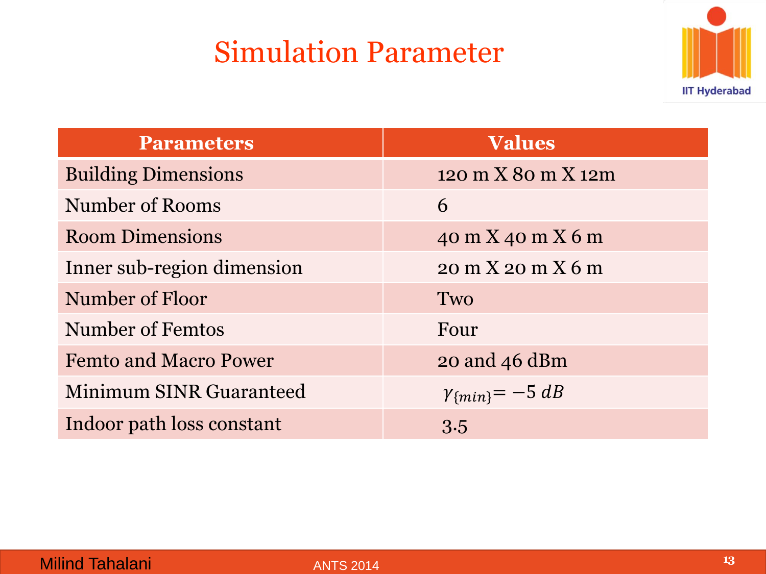# Simulation Parameter

| Parameters | Values |
|---|---|
| Building Dimensions | 120 m X 80 m X 12m |
| Number of Rooms | 6 |
| Room Dimensions | 40 m X 40 m X 6 m |
| Inner sub-region dimension | 20 m X 20 m X 6 m |
| Number of Floor | Two |
| Number of Femtos | Four |
| Femto and Macro Power | 20 and 46 dBm |
| Minimum SINR Guaranteed | $\gamma_{\{min\}} = -5\ dB$ |
| Indoor path loss constant | 3.5 |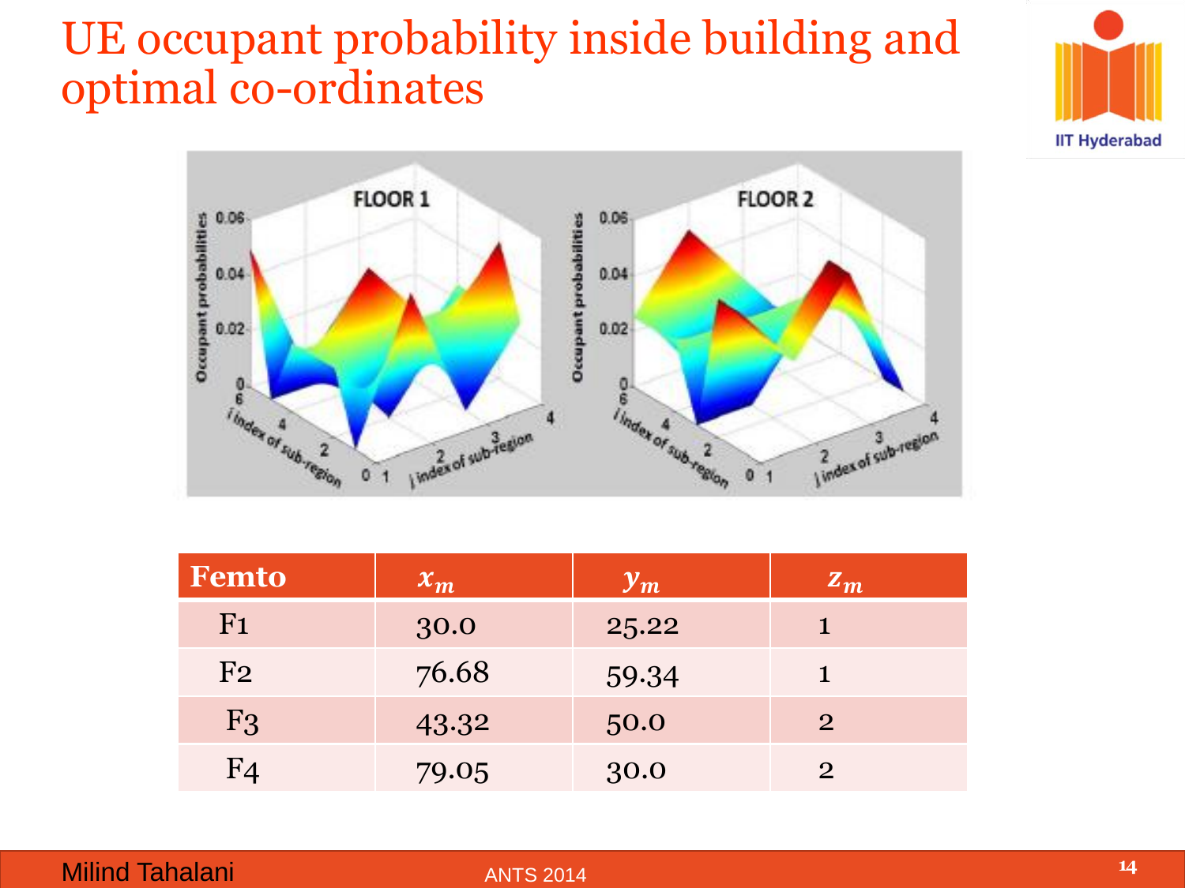# UE occupant probability inside building and optimal co-ordinates

| Femto | $x_m$ | $y_m$ | $z_m$ |
|---|---|---|---|
| F1 | 30.0 | 25.22 | 1 |
| F2 | 76.68 | 59.34 | 1 |
| F3 | 43.32 | 50.0 | 2 |
| F4 | 79.05 | 30.0 | 2 |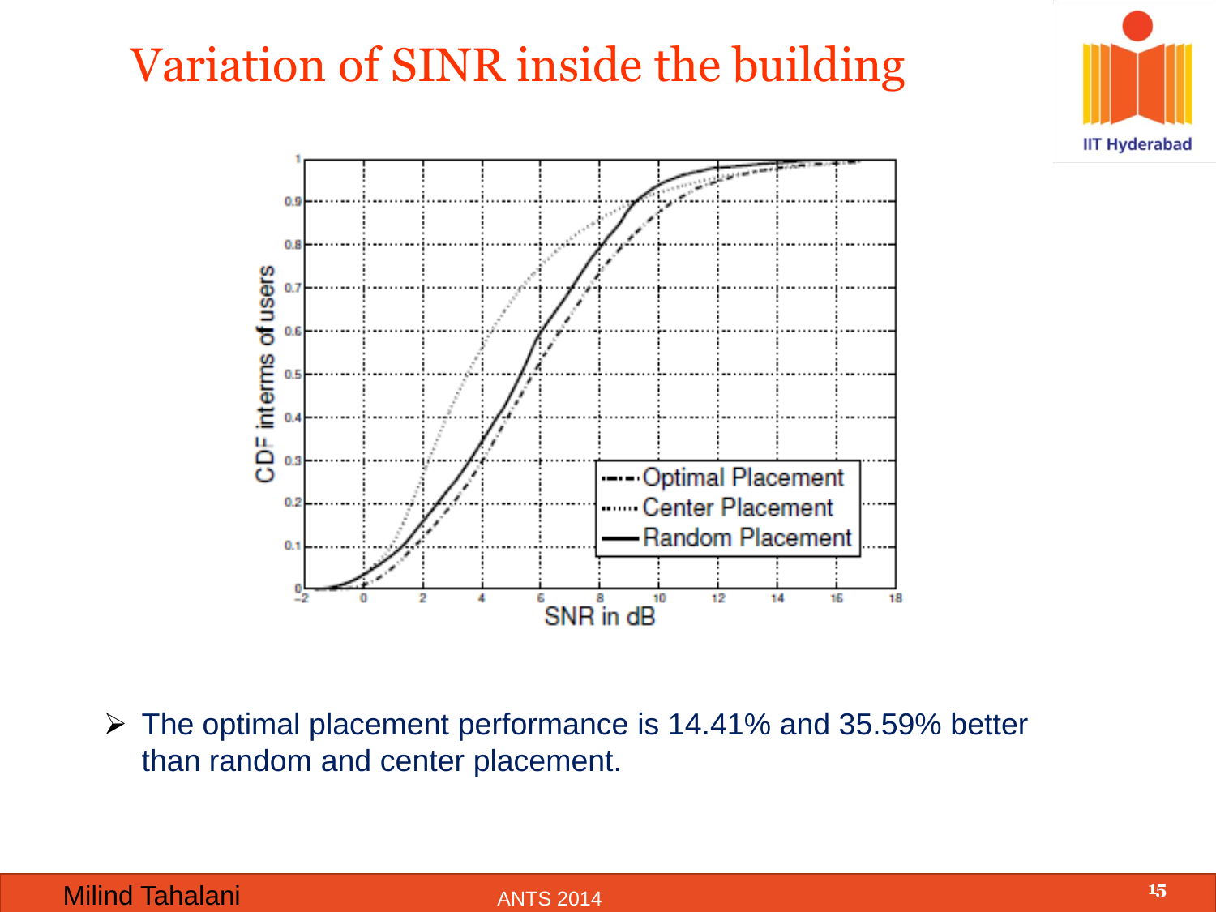# Variation of SINR inside the building

- The optimal placement performance is 14.41% and 35.59% better than random and center placement.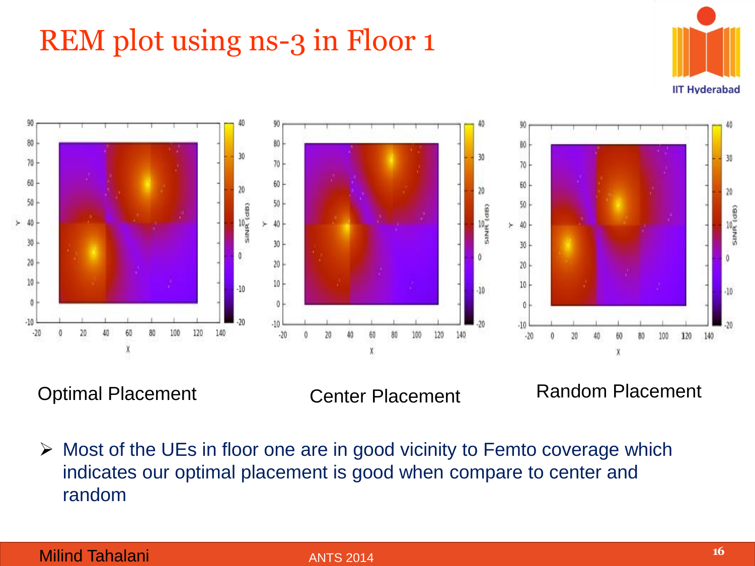# REM plot using ns-3 in Floor 1

Optimal Placement

Center Placement

Random Placement

- Most of the UEs in floor one are in good vicinity to Femto coverage which indicates our optimal placement is good when compare to center and random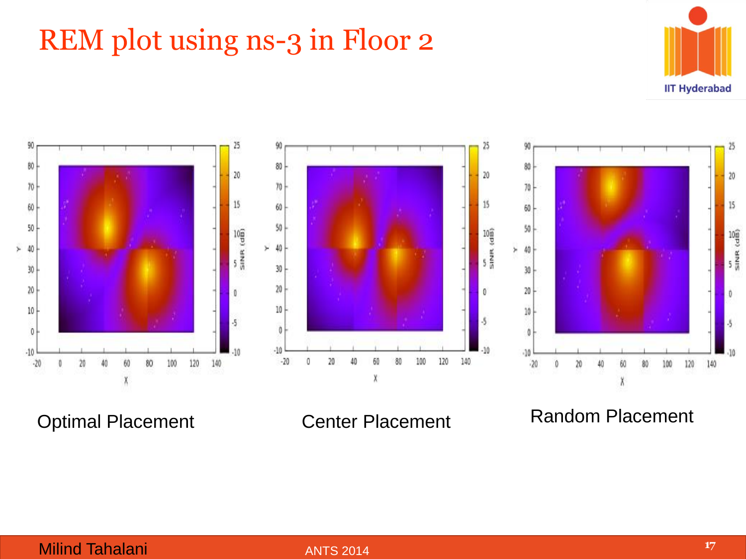# REM plot using ns-3 in Floor 2

Optimal Placement

Center Placement

Random Placement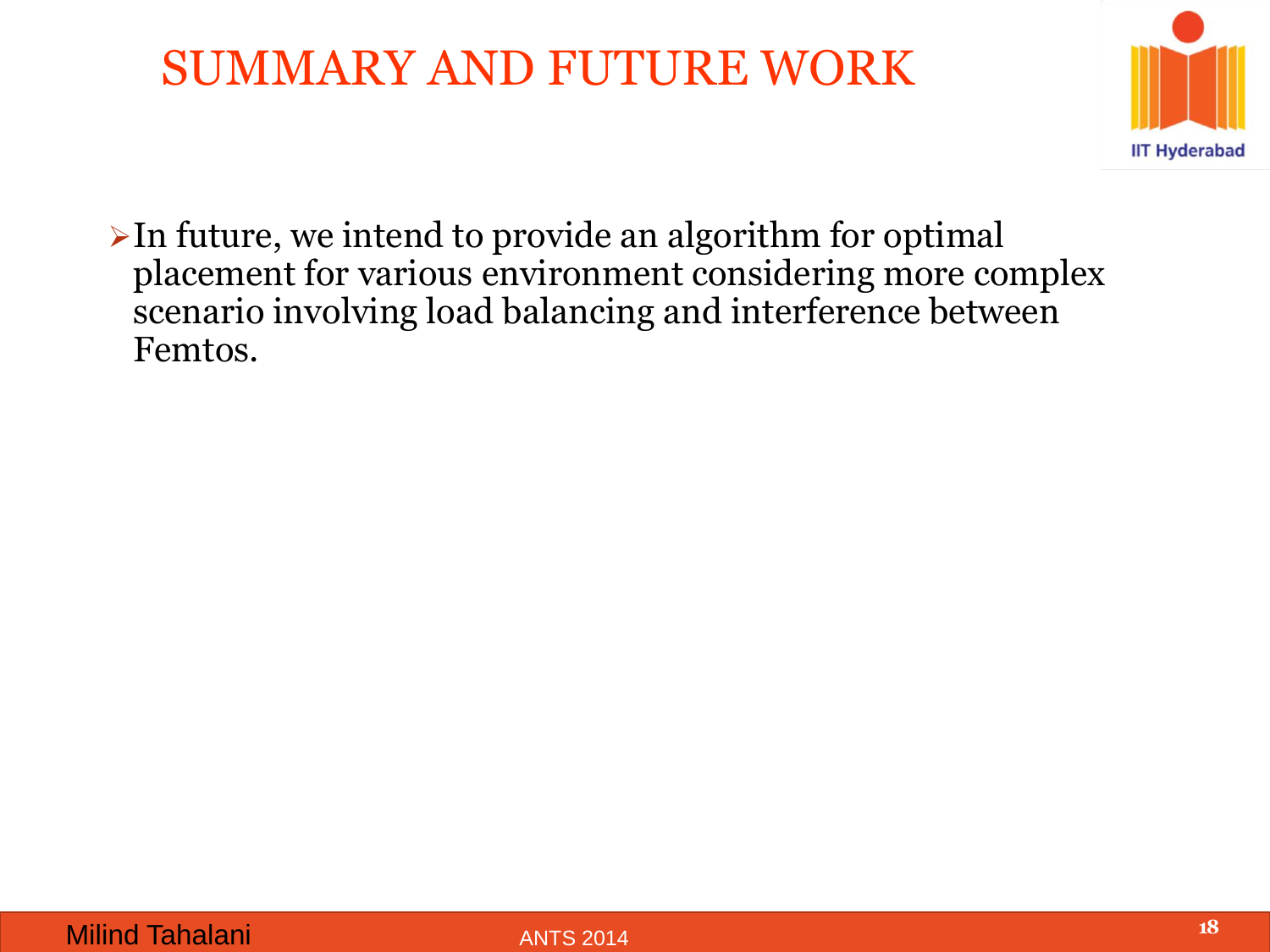# SUMMARY AND FUTURE WORK

- In future, we intend to provide an algorithm for optimal placement for various environment considering more complex scenario involving load balancing and interference between Femtos.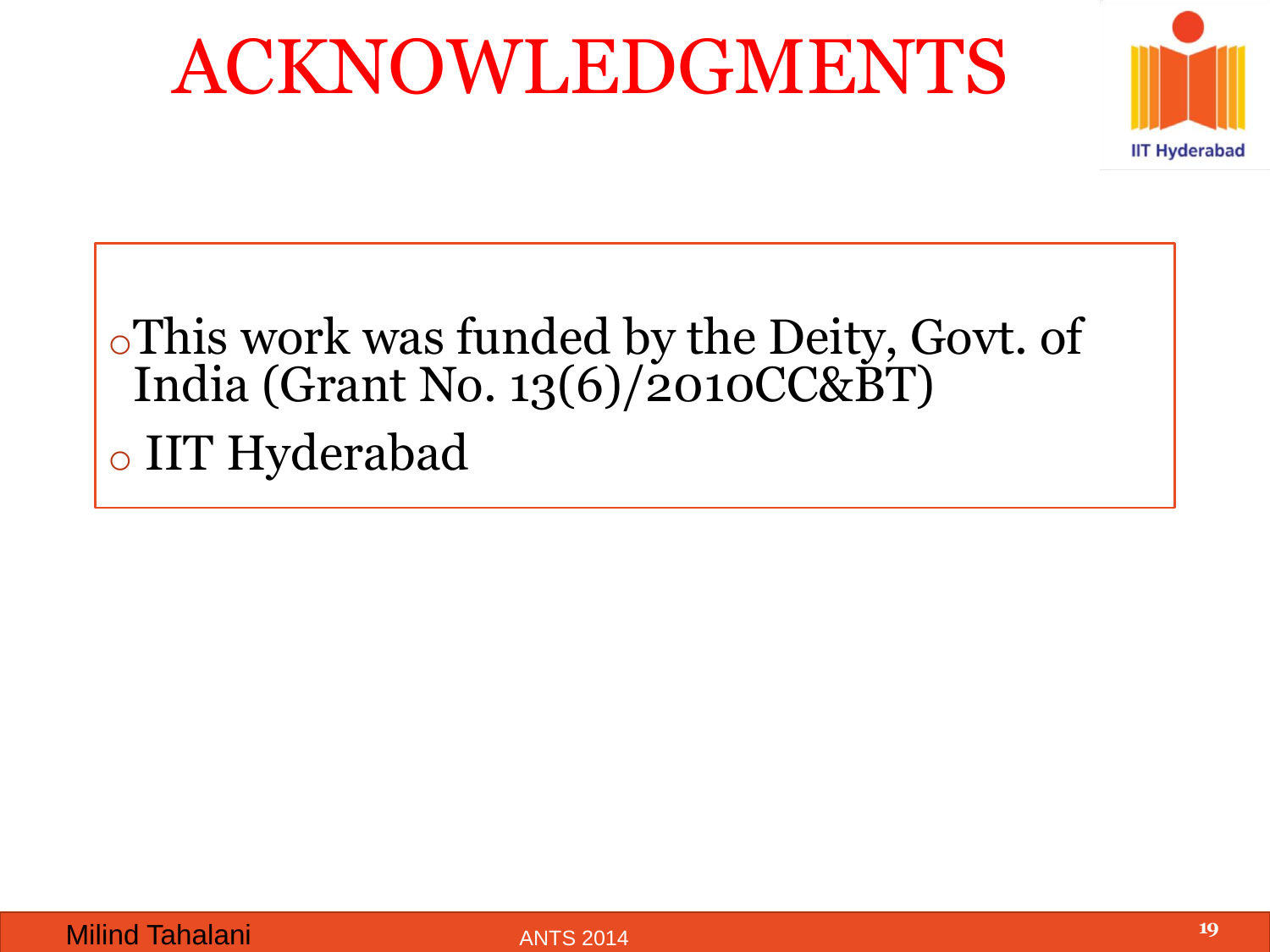# ACKNOWLEDGMENTS

- This work was funded by the Deity, Govt. of India (Grant No. 13(6)/2010CC&BT)
- IIT Hyderabad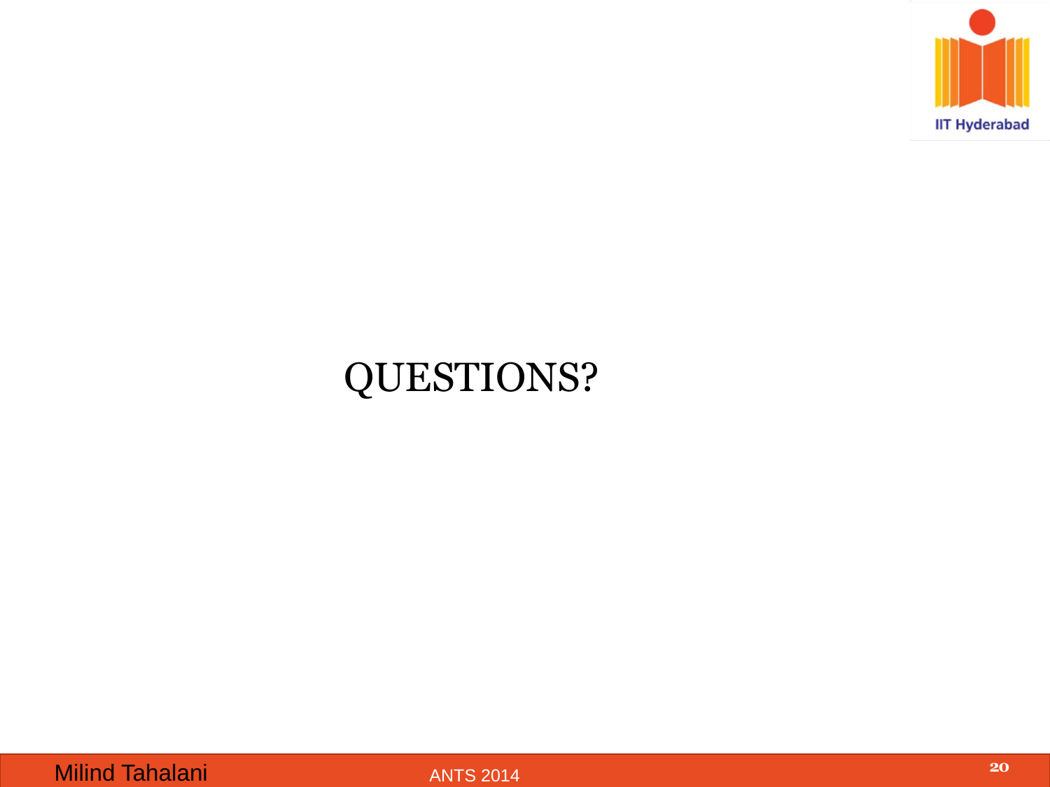QUESTIONS?